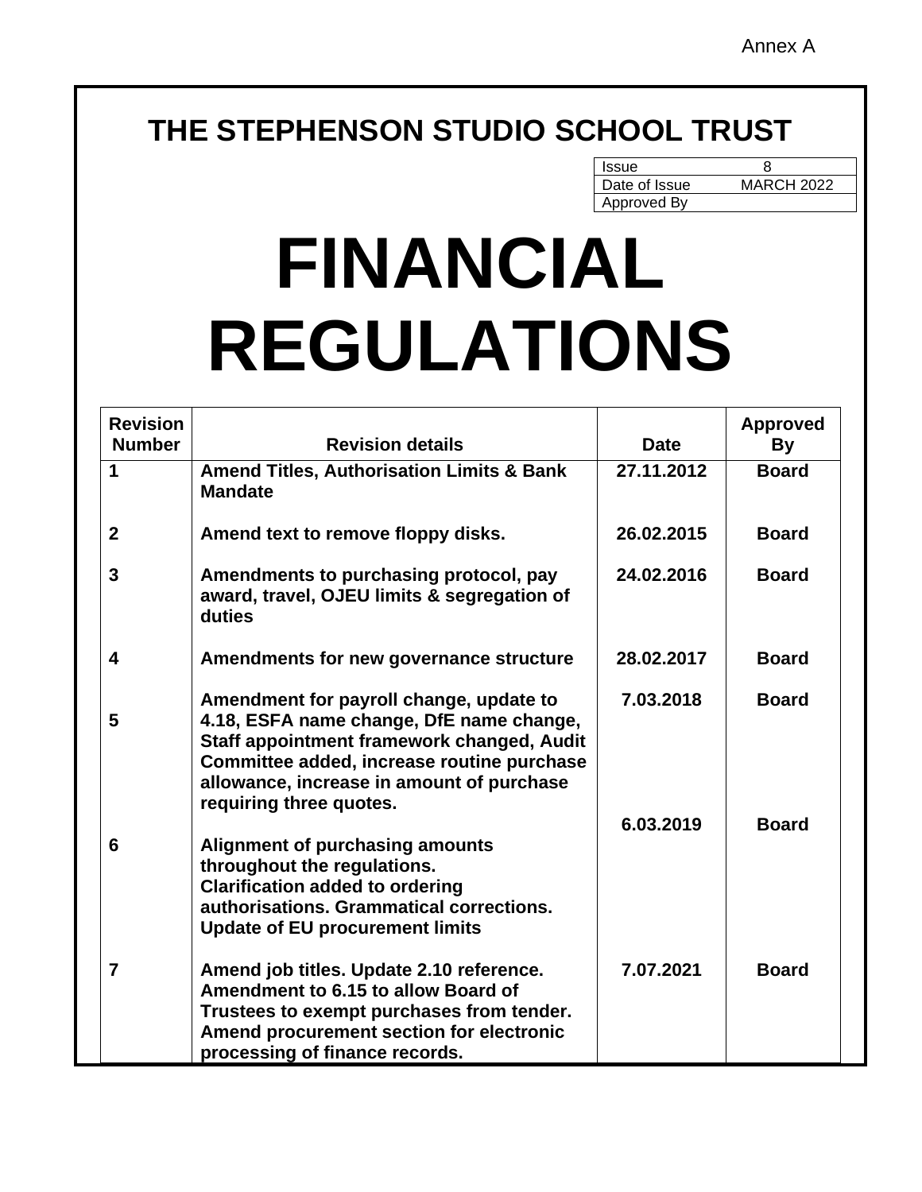Annex A

# THE STEPHENSON STUDIO SCHOOL TRUST

| Issue | 8 |
|---|---|
| Date of Issue | MARCH 2022 |
| Approved By | |

# FINANCIAL REGULATIONS

| Revision Number | Revision details | Date | Approved By |
|---|---|---|---|
| 1 | Amend Titles, Authorisation Limits & Bank Mandate | 27.11.2012 | Board |
| 2 | Amend text to remove floppy disks. | 26.02.2015 | Board |
| 3 | Amendments to purchasing protocol, pay award, travel, OJEU limits & segregation of duties | 24.02.2016 | Board |
| 4 | Amendments for new governance structure | 28.02.2017 | Board |
| 5 | Amendment for payroll change, update to 4.18, ESFA name change, DfE name change, Staff appointment framework changed, Audit Committee added, increase routine purchase allowance, increase in amount of purchase requiring three quotes. | 7.03.2018 | Board |
| 6 | Alignment of purchasing amounts throughout the regulations. Clarification added to ordering authorisations. Grammatical corrections. Update of EU procurement limits | 6.03.2019 | Board |
| 7 | Amend job titles. Update 2.10 reference. Amendment to 6.15 to allow Board of Trustees to exempt purchases from tender. Amend procurement section for electronic processing of finance records. | 7.07.2021 | Board |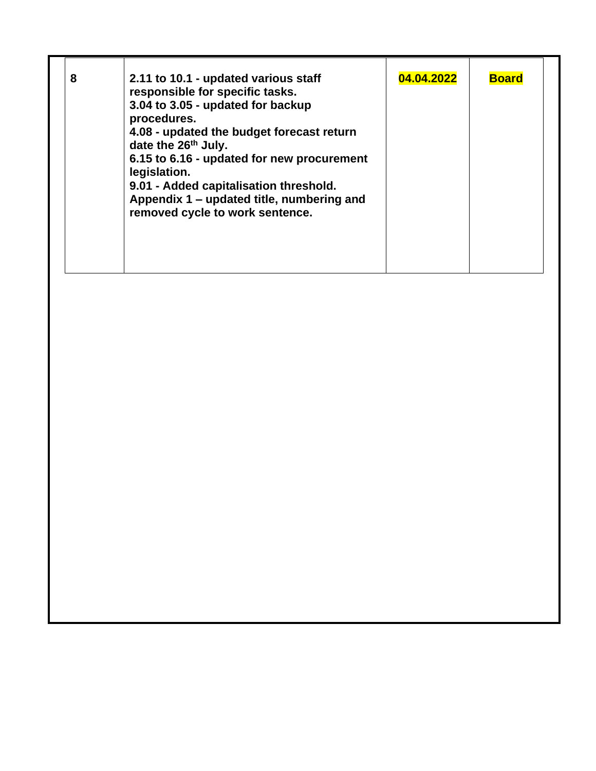| | | | |
|---|---|---|---|
| **8** | **2.11 to 10.1 - updated various staff responsible for specific tasks.**<br>**3.04 to 3.05 - updated for backup procedures.**<br>**4.08 - updated the budget forecast return date the 26th July.**<br>**6.15 to 6.16 - updated for new procurement legislation.**<br>**9.01 - Added capitalisation threshold.**<br>**Appendix 1 – updated title, numbering and removed cycle to work sentence.** | **04.04.2022** | **Board** |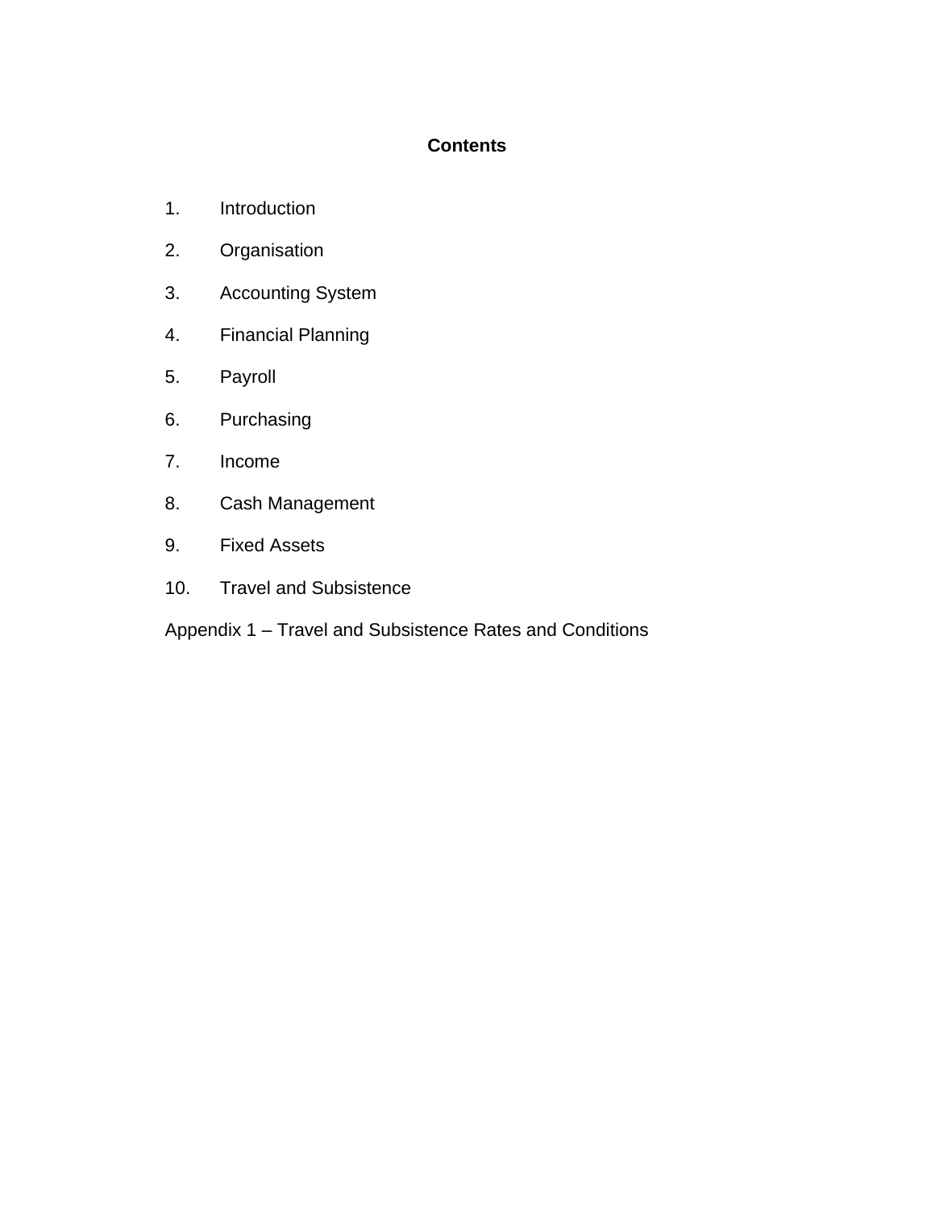# Contents

1. Introduction
2. Organisation
3. Accounting System
4. Financial Planning
5. Payroll
6. Purchasing
7. Income
8. Cash Management
9. Fixed Assets
10. Travel and Subsistence

Appendix 1 – Travel and Subsistence Rates and Conditions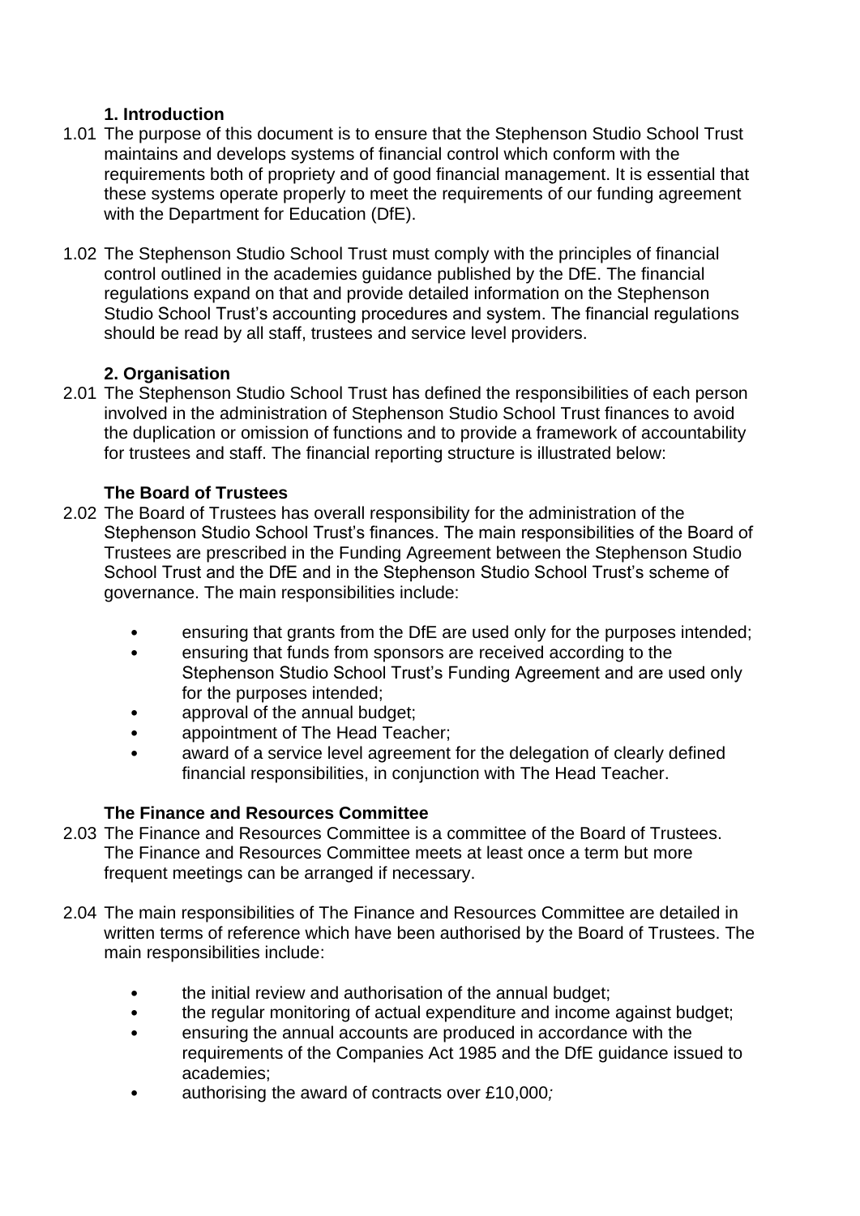## 1. Introduction

1.01 The purpose of this document is to ensure that the Stephenson Studio School Trust maintains and develops systems of financial control which conform with the requirements both of propriety and of good financial management. It is essential that these systems operate properly to meet the requirements of our funding agreement with the Department for Education (DfE).

1.02 The Stephenson Studio School Trust must comply with the principles of financial control outlined in the academies guidance published by the DfE. The financial regulations expand on that and provide detailed information on the Stephenson Studio School Trust's accounting procedures and system. The financial regulations should be read by all staff, trustees and service level providers.

## 2. Organisation

2.01 The Stephenson Studio School Trust has defined the responsibilities of each person involved in the administration of Stephenson Studio School Trust finances to avoid the duplication or omission of functions and to provide a framework of accountability for trustees and staff. The financial reporting structure is illustrated below:

### The Board of Trustees

2.02 The Board of Trustees has overall responsibility for the administration of the Stephenson Studio School Trust's finances. The main responsibilities of the Board of Trustees are prescribed in the Funding Agreement between the Stephenson Studio School Trust and the DfE and in the Stephenson Studio School Trust's scheme of governance. The main responsibilities include:

- ensuring that grants from the DfE are used only for the purposes intended;
- ensuring that funds from sponsors are received according to the Stephenson Studio School Trust's Funding Agreement and are used only for the purposes intended;
- approval of the annual budget;
- appointment of The Head Teacher;
- award of a service level agreement for the delegation of clearly defined financial responsibilities, in conjunction with The Head Teacher.

### The Finance and Resources Committee

2.03 The Finance and Resources Committee is a committee of the Board of Trustees. The Finance and Resources Committee meets at least once a term but more frequent meetings can be arranged if necessary.

2.04 The main responsibilities of The Finance and Resources Committee are detailed in written terms of reference which have been authorised by the Board of Trustees. The main responsibilities include:

- the initial review and authorisation of the annual budget;
- the regular monitoring of actual expenditure and income against budget;
- ensuring the annual accounts are produced in accordance with the requirements of the Companies Act 1985 and the DfE guidance issued to academies;
- authorising the award of contracts over £10,000*;*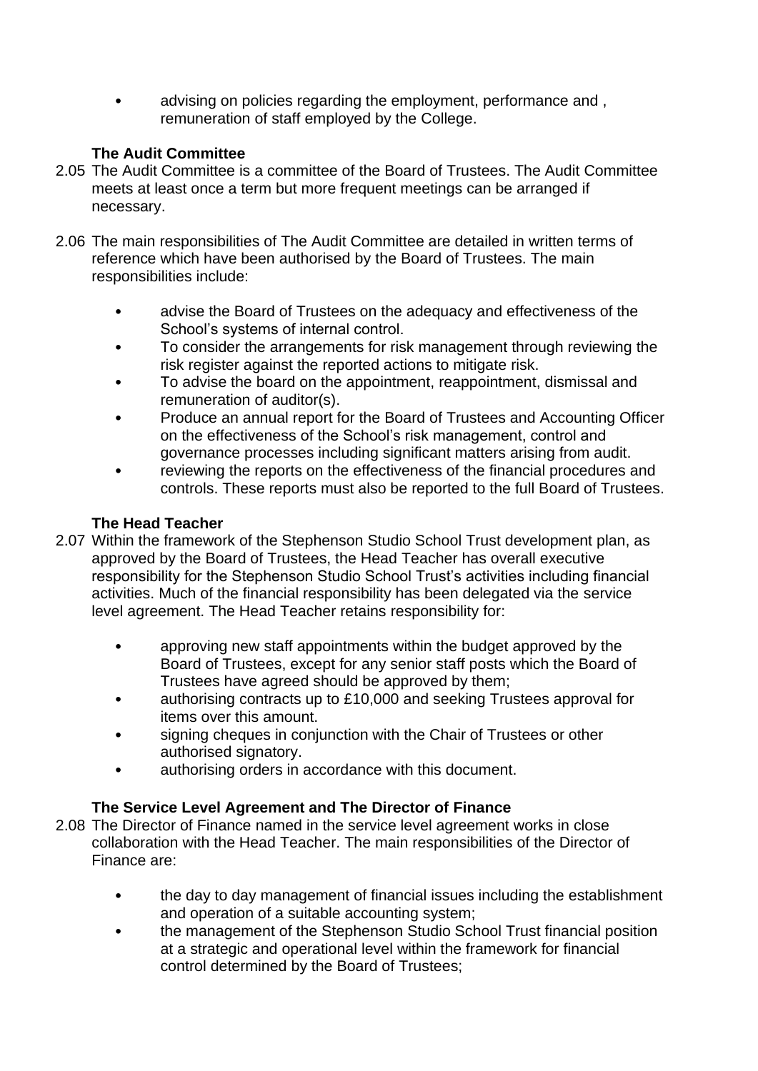- advising on policies regarding the employment, performance and , remuneration of staff employed by the College.

### The Audit Committee

2.05 The Audit Committee is a committee of the Board of Trustees. The Audit Committee meets at least once a term but more frequent meetings can be arranged if necessary.

2.06 The main responsibilities of The Audit Committee are detailed in written terms of reference which have been authorised by the Board of Trustees. The main responsibilities include:

- advise the Board of Trustees on the adequacy and effectiveness of the School's systems of internal control.
- To consider the arrangements for risk management through reviewing the risk register against the reported actions to mitigate risk.
- To advise the board on the appointment, reappointment, dismissal and remuneration of auditor(s).
- Produce an annual report for the Board of Trustees and Accounting Officer on the effectiveness of the School's risk management, control and governance processes including significant matters arising from audit.
- reviewing the reports on the effectiveness of the financial procedures and controls. These reports must also be reported to the full Board of Trustees.

### The Head Teacher

2.07 Within the framework of the Stephenson Studio School Trust development plan, as approved by the Board of Trustees, the Head Teacher has overall executive responsibility for the Stephenson Studio School Trust's activities including financial activities. Much of the financial responsibility has been delegated via the service level agreement. The Head Teacher retains responsibility for:

- approving new staff appointments within the budget approved by the Board of Trustees, except for any senior staff posts which the Board of Trustees have agreed should be approved by them;
- authorising contracts up to £10,000 and seeking Trustees approval for items over this amount.
- signing cheques in conjunction with the Chair of Trustees or other authorised signatory.
- authorising orders in accordance with this document.

### The Service Level Agreement and The Director of Finance

2.08 The Director of Finance named in the service level agreement works in close collaboration with the Head Teacher. The main responsibilities of the Director of Finance are:

- the day to day management of financial issues including the establishment and operation of a suitable accounting system;
- the management of the Stephenson Studio School Trust financial position at a strategic and operational level within the framework for financial control determined by the Board of Trustees;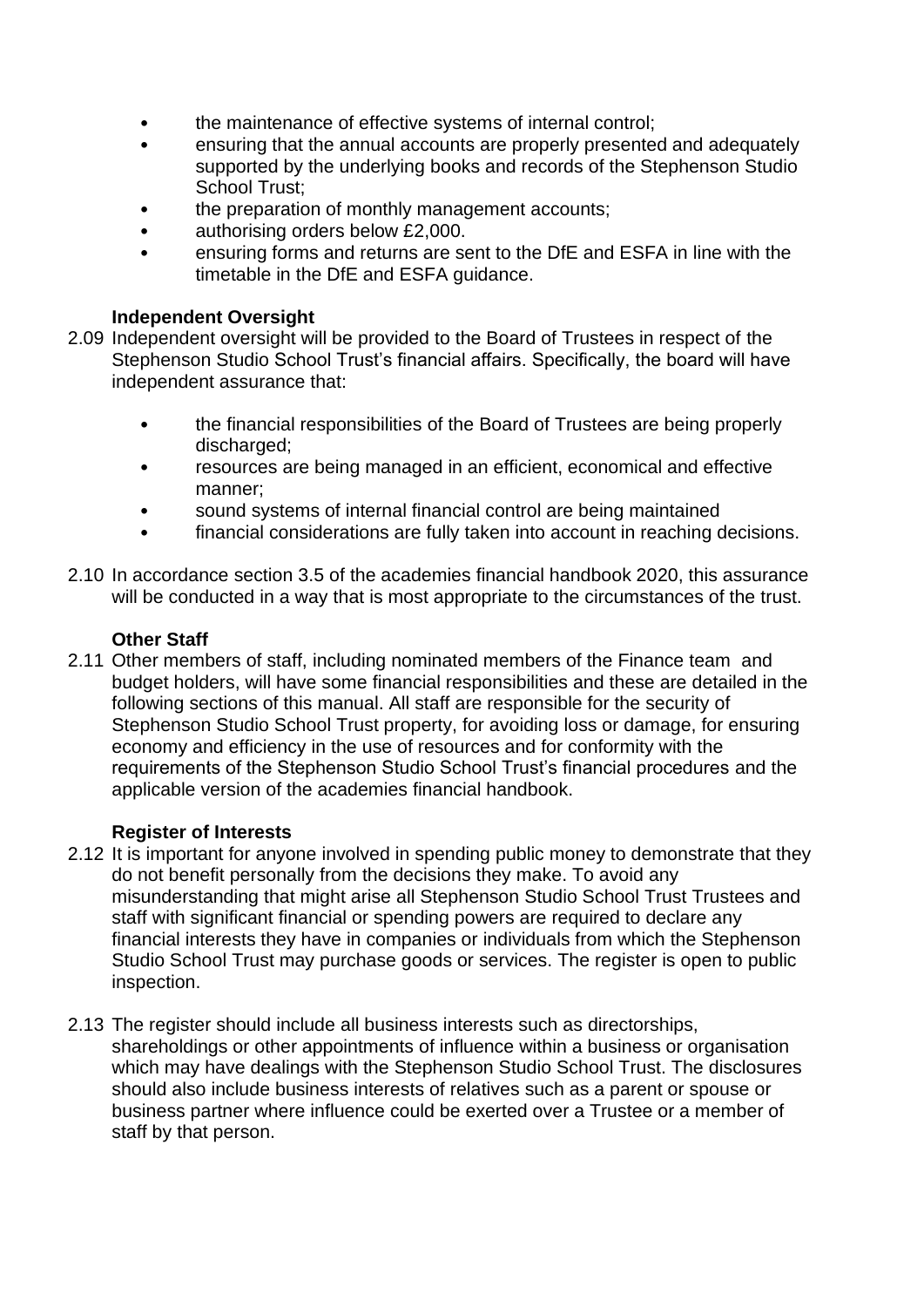- the maintenance of effective systems of internal control;
- ensuring that the annual accounts are properly presented and adequately supported by the underlying books and records of the Stephenson Studio School Trust;
- the preparation of monthly management accounts;
- authorising orders below £2,000.
- ensuring forms and returns are sent to the DfE and ESFA in line with the timetable in the DfE and ESFA guidance.

**Independent Oversight**

2.09 Independent oversight will be provided to the Board of Trustees in respect of the Stephenson Studio School Trust's financial affairs. Specifically, the board will have independent assurance that:

- the financial responsibilities of the Board of Trustees are being properly discharged;
- resources are being managed in an efficient, economical and effective manner;
- sound systems of internal financial control are being maintained
- financial considerations are fully taken into account in reaching decisions.

2.10 In accordance section 3.5 of the academies financial handbook 2020, this assurance will be conducted in a way that is most appropriate to the circumstances of the trust.

**Other Staff**

2.11 Other members of staff, including nominated members of the Finance team and budget holders, will have some financial responsibilities and these are detailed in the following sections of this manual. All staff are responsible for the security of Stephenson Studio School Trust property, for avoiding loss or damage, for ensuring economy and efficiency in the use of resources and for conformity with the requirements of the Stephenson Studio School Trust's financial procedures and the applicable version of the academies financial handbook.

**Register of Interests**

2.12 It is important for anyone involved in spending public money to demonstrate that they do not benefit personally from the decisions they make. To avoid any misunderstanding that might arise all Stephenson Studio School Trust Trustees and staff with significant financial or spending powers are required to declare any financial interests they have in companies or individuals from which the Stephenson Studio School Trust may purchase goods or services. The register is open to public inspection.

2.13 The register should include all business interests such as directorships, shareholdings or other appointments of influence within a business or organisation which may have dealings with the Stephenson Studio School Trust. The disclosures should also include business interests of relatives such as a parent or spouse or business partner where influence could be exerted over a Trustee or a member of staff by that person.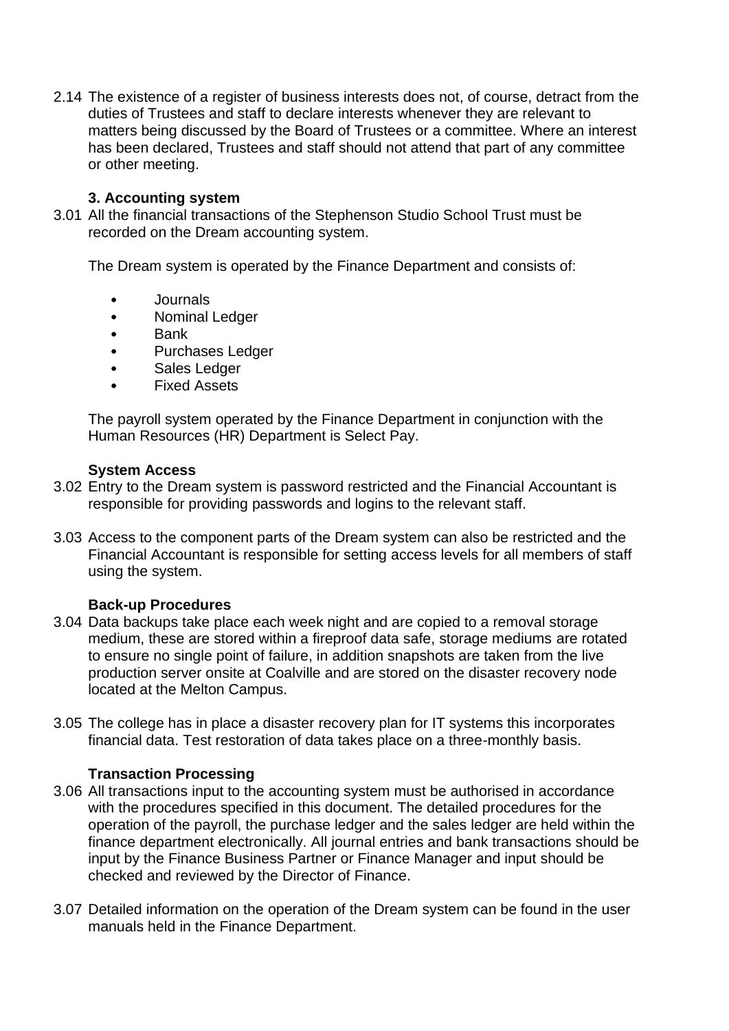2.14 The existence of a register of business interests does not, of course, detract from the duties of Trustees and staff to declare interests whenever they are relevant to matters being discussed by the Board of Trustees or a committee. Where an interest has been declared, Trustees and staff should not attend that part of any committee or other meeting.

## 3. Accounting system

3.01 All the financial transactions of the Stephenson Studio School Trust must be recorded on the Dream accounting system.

The Dream system is operated by the Finance Department and consists of:

- Journals
- Nominal Ledger
- Bank
- Purchases Ledger
- Sales Ledger
- Fixed Assets

The payroll system operated by the Finance Department in conjunction with the Human Resources (HR) Department is Select Pay.

### System Access

3.02 Entry to the Dream system is password restricted and the Financial Accountant is responsible for providing passwords and logins to the relevant staff.

3.03 Access to the component parts of the Dream system can also be restricted and the Financial Accountant is responsible for setting access levels for all members of staff using the system.

### Back-up Procedures

3.04 Data backups take place each week night and are copied to a removal storage medium, these are stored within a fireproof data safe, storage mediums are rotated to ensure no single point of failure, in addition snapshots are taken from the live production server onsite at Coalville and are stored on the disaster recovery node located at the Melton Campus.

3.05 The college has in place a disaster recovery plan for IT systems this incorporates financial data. Test restoration of data takes place on a three-monthly basis.

### Transaction Processing

3.06 All transactions input to the accounting system must be authorised in accordance with the procedures specified in this document. The detailed procedures for the operation of the payroll, the purchase ledger and the sales ledger are held within the finance department electronically. All journal entries and bank transactions should be input by the Finance Business Partner or Finance Manager and input should be checked and reviewed by the Director of Finance.

3.07 Detailed information on the operation of the Dream system can be found in the user manuals held in the Finance Department.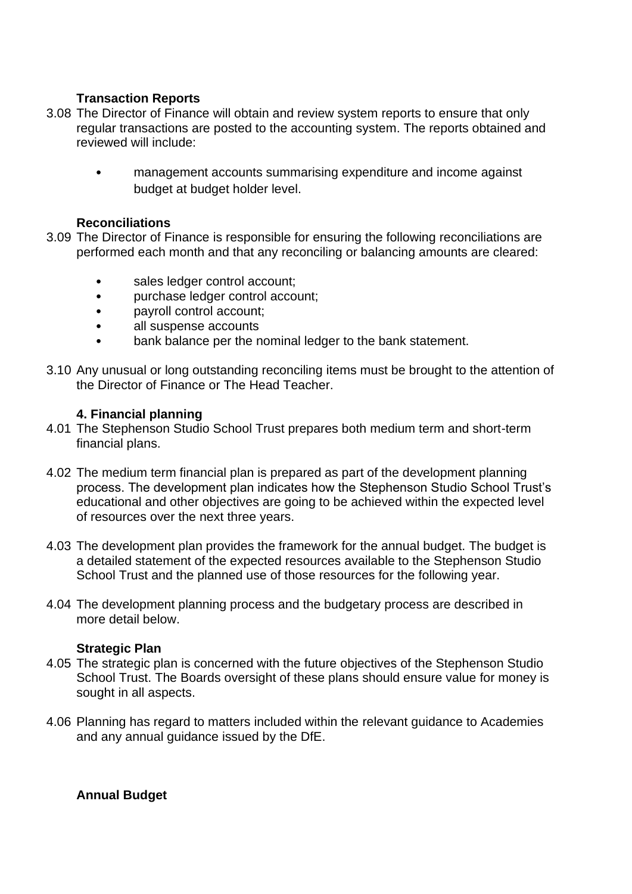**Transaction Reports**

3.08 The Director of Finance will obtain and review system reports to ensure that only regular transactions are posted to the accounting system. The reports obtained and reviewed will include:

- management accounts summarising expenditure and income against budget at budget holder level.

**Reconciliations**

3.09 The Director of Finance is responsible for ensuring the following reconciliations are performed each month and that any reconciling or balancing amounts are cleared:

- sales ledger control account;
- purchase ledger control account;
- payroll control account;
- all suspense accounts
- bank balance per the nominal ledger to the bank statement.

3.10 Any unusual or long outstanding reconciling items must be brought to the attention of the Director of Finance or The Head Teacher.

**4. Financial planning**

4.01 The Stephenson Studio School Trust prepares both medium term and short-term financial plans.

4.02 The medium term financial plan is prepared as part of the development planning process. The development plan indicates how the Stephenson Studio School Trust's educational and other objectives are going to be achieved within the expected level of resources over the next three years.

4.03 The development plan provides the framework for the annual budget. The budget is a detailed statement of the expected resources available to the Stephenson Studio School Trust and the planned use of those resources for the following year.

4.04 The development planning process and the budgetary process are described in more detail below.

**Strategic Plan**

4.05 The strategic plan is concerned with the future objectives of the Stephenson Studio School Trust. The Boards oversight of these plans should ensure value for money is sought in all aspects.

4.06 Planning has regard to matters included within the relevant guidance to Academies and any annual guidance issued by the DfE.

**Annual Budget**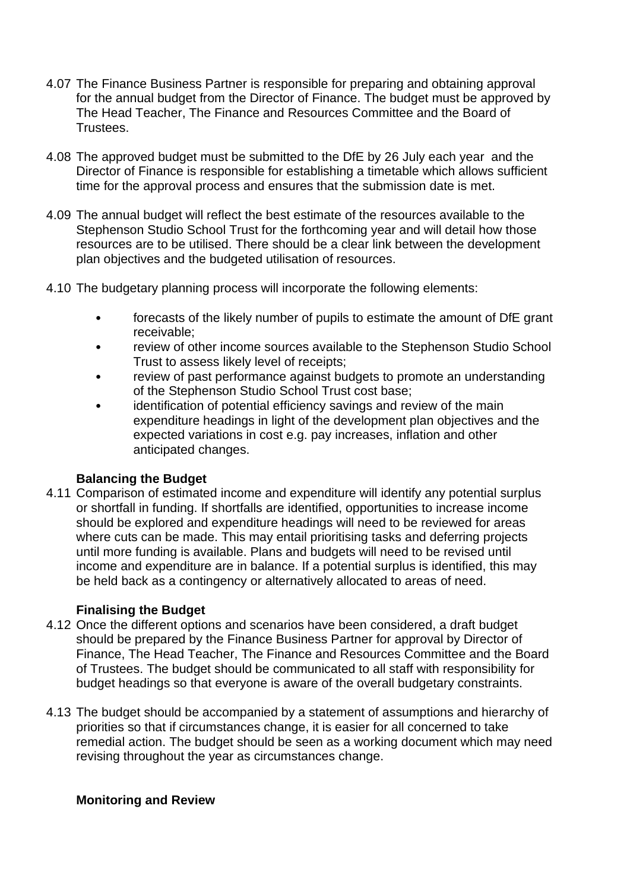4.07 The Finance Business Partner is responsible for preparing and obtaining approval for the annual budget from the Director of Finance. The budget must be approved by The Head Teacher, The Finance and Resources Committee and the Board of Trustees.

4.08 The approved budget must be submitted to the DfE by 26 July each year and the Director of Finance is responsible for establishing a timetable which allows sufficient time for the approval process and ensures that the submission date is met.

4.09 The annual budget will reflect the best estimate of the resources available to the Stephenson Studio School Trust for the forthcoming year and will detail how those resources are to be utilised. There should be a clear link between the development plan objectives and the budgeted utilisation of resources.

4.10 The budgetary planning process will incorporate the following elements:

- forecasts of the likely number of pupils to estimate the amount of DfE grant receivable;
- review of other income sources available to the Stephenson Studio School Trust to assess likely level of receipts;
- review of past performance against budgets to promote an understanding of the Stephenson Studio School Trust cost base;
- identification of potential efficiency savings and review of the main expenditure headings in light of the development plan objectives and the expected variations in cost e.g. pay increases, inflation and other anticipated changes.

**Balancing the Budget**

4.11 Comparison of estimated income and expenditure will identify any potential surplus or shortfall in funding. If shortfalls are identified, opportunities to increase income should be explored and expenditure headings will need to be reviewed for areas where cuts can be made. This may entail prioritising tasks and deferring projects until more funding is available. Plans and budgets will need to be revised until income and expenditure are in balance. If a potential surplus is identified, this may be held back as a contingency or alternatively allocated to areas of need.

**Finalising the Budget**

4.12 Once the different options and scenarios have been considered, a draft budget should be prepared by the Finance Business Partner for approval by Director of Finance, The Head Teacher, The Finance and Resources Committee and the Board of Trustees. The budget should be communicated to all staff with responsibility for budget headings so that everyone is aware of the overall budgetary constraints.

4.13 The budget should be accompanied by a statement of assumptions and hierarchy of priorities so that if circumstances change, it is easier for all concerned to take remedial action. The budget should be seen as a working document which may need revising throughout the year as circumstances change.

**Monitoring and Review**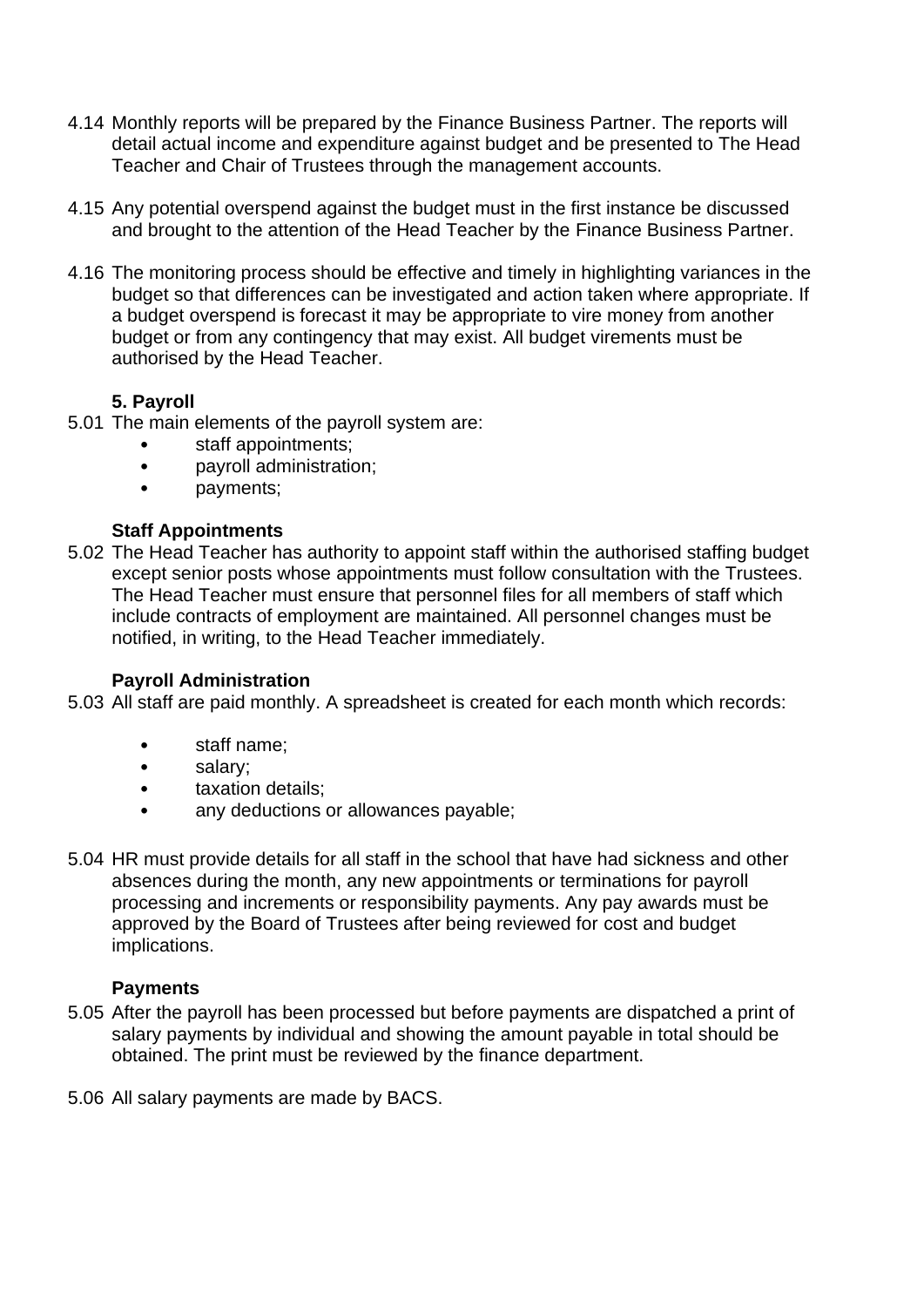4.14 Monthly reports will be prepared by the Finance Business Partner. The reports will detail actual income and expenditure against budget and be presented to The Head Teacher and Chair of Trustees through the management accounts.

4.15 Any potential overspend against the budget must in the first instance be discussed and brought to the attention of the Head Teacher by the Finance Business Partner.

4.16 The monitoring process should be effective and timely in highlighting variances in the budget so that differences can be investigated and action taken where appropriate. If a budget overspend is forecast it may be appropriate to vire money from another budget or from any contingency that may exist. All budget virements must be authorised by the Head Teacher.

## 5. Payroll

5.01 The main elements of the payroll system are:

- staff appointments;
- payroll administration;
- payments;

### Staff Appointments

5.02 The Head Teacher has authority to appoint staff within the authorised staffing budget except senior posts whose appointments must follow consultation with the Trustees. The Head Teacher must ensure that personnel files for all members of staff which include contracts of employment are maintained. All personnel changes must be notified, in writing, to the Head Teacher immediately.

### Payroll Administration

5.03 All staff are paid monthly. A spreadsheet is created for each month which records:

- staff name;
- salary;
- taxation details;
- any deductions or allowances payable;

5.04 HR must provide details for all staff in the school that have had sickness and other absences during the month, any new appointments or terminations for payroll processing and increments or responsibility payments. Any pay awards must be approved by the Board of Trustees after being reviewed for cost and budget implications.

### Payments

5.05 After the payroll has been processed but before payments are dispatched a print of salary payments by individual and showing the amount payable in total should be obtained. The print must be reviewed by the finance department.

5.06 All salary payments are made by BACS.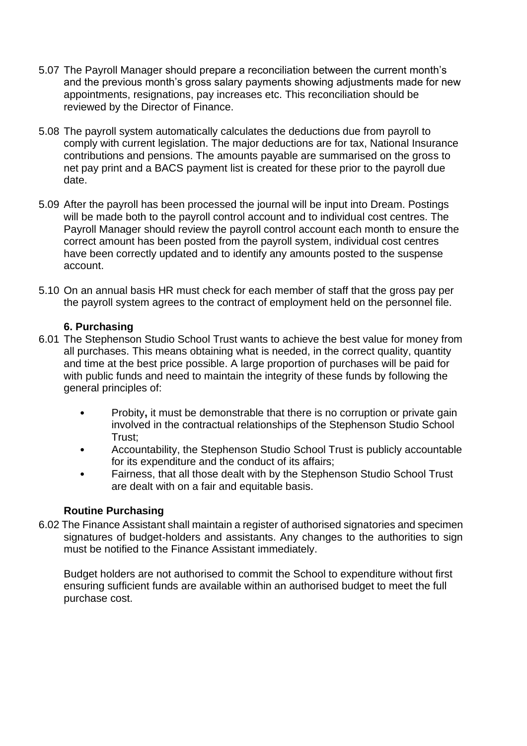5.07 The Payroll Manager should prepare a reconciliation between the current month's and the previous month's gross salary payments showing adjustments made for new appointments, resignations, pay increases etc. This reconciliation should be reviewed by the Director of Finance.

5.08 The payroll system automatically calculates the deductions due from payroll to comply with current legislation. The major deductions are for tax, National Insurance contributions and pensions. The amounts payable are summarised on the gross to net pay print and a BACS payment list is created for these prior to the payroll due date.

5.09 After the payroll has been processed the journal will be input into Dream. Postings will be made both to the payroll control account and to individual cost centres. The Payroll Manager should review the payroll control account each month to ensure the correct amount has been posted from the payroll system, individual cost centres have been correctly updated and to identify any amounts posted to the suspense account.

5.10 On an annual basis HR must check for each member of staff that the gross pay per the payroll system agrees to the contract of employment held on the personnel file.

## 6. Purchasing

6.01 The Stephenson Studio School Trust wants to achieve the best value for money from all purchases. This means obtaining what is needed, in the correct quality, quantity and time at the best price possible. A large proportion of purchases will be paid for with public funds and need to maintain the integrity of these funds by following the general principles of:

- Probity**,** it must be demonstrable that there is no corruption or private gain involved in the contractual relationships of the Stephenson Studio School Trust;
- Accountability, the Stephenson Studio School Trust is publicly accountable for its expenditure and the conduct of its affairs;
- Fairness, that all those dealt with by the Stephenson Studio School Trust are dealt with on a fair and equitable basis.

### Routine Purchasing

6.02 The Finance Assistant shall maintain a register of authorised signatories and specimen signatures of budget-holders and assistants. Any changes to the authorities to sign must be notified to the Finance Assistant immediately.

Budget holders are not authorised to commit the School to expenditure without first ensuring sufficient funds are available within an authorised budget to meet the full purchase cost.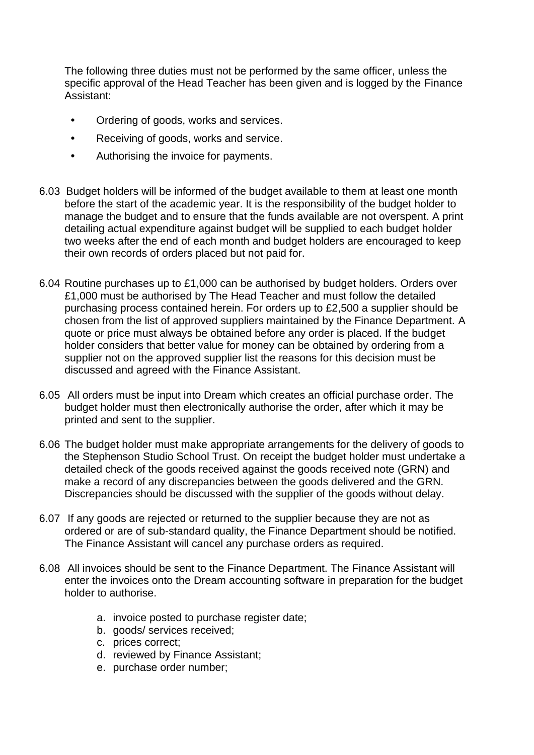The following three duties must not be performed by the same officer, unless the specific approval of the Head Teacher has been given and is logged by the Finance Assistant:

- Ordering of goods, works and services.
- Receiving of goods, works and service.
- Authorising the invoice for payments.

6.03 Budget holders will be informed of the budget available to them at least one month before the start of the academic year. It is the responsibility of the budget holder to manage the budget and to ensure that the funds available are not overspent. A print detailing actual expenditure against budget will be supplied to each budget holder two weeks after the end of each month and budget holders are encouraged to keep their own records of orders placed but not paid for.

6.04 Routine purchases up to £1,000 can be authorised by budget holders. Orders over £1,000 must be authorised by The Head Teacher and must follow the detailed purchasing process contained herein. For orders up to £2,500 a supplier should be chosen from the list of approved suppliers maintained by the Finance Department. A quote or price must always be obtained before any order is placed. If the budget holder considers that better value for money can be obtained by ordering from a supplier not on the approved supplier list the reasons for this decision must be discussed and agreed with the Finance Assistant.

6.05 All orders must be input into Dream which creates an official purchase order. The budget holder must then electronically authorise the order, after which it may be printed and sent to the supplier.

6.06 The budget holder must make appropriate arrangements for the delivery of goods to the Stephenson Studio School Trust. On receipt the budget holder must undertake a detailed check of the goods received against the goods received note (GRN) and make a record of any discrepancies between the goods delivered and the GRN. Discrepancies should be discussed with the supplier of the goods without delay.

6.07 If any goods are rejected or returned to the supplier because they are not as ordered or are of sub-standard quality, the Finance Department should be notified. The Finance Assistant will cancel any purchase orders as required.

6.08 All invoices should be sent to the Finance Department. The Finance Assistant will enter the invoices onto the Dream accounting software in preparation for the budget holder to authorise.

a. invoice posted to purchase register date;
b. goods/ services received;
c. prices correct;
d. reviewed by Finance Assistant;
e. purchase order number;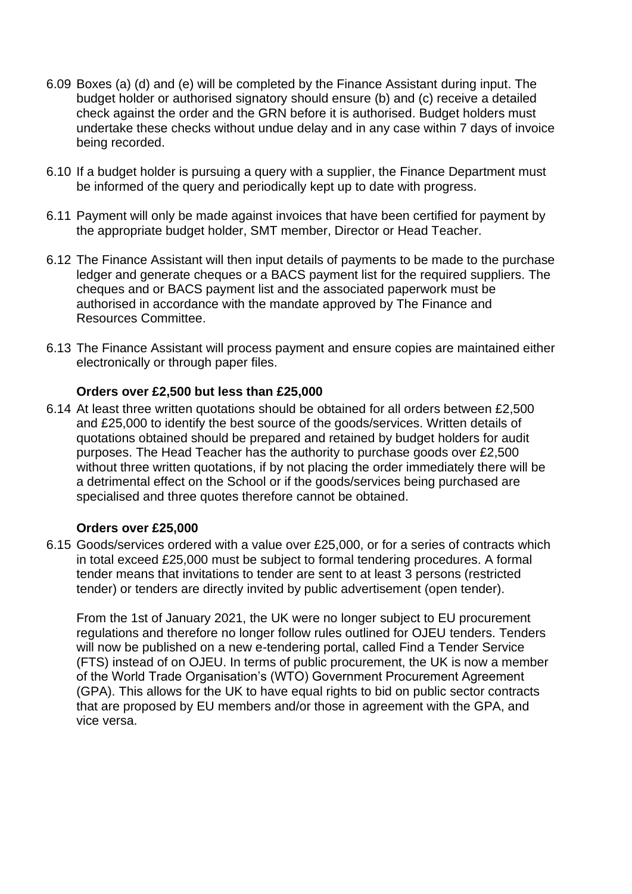6.09 Boxes (a) (d) and (e) will be completed by the Finance Assistant during input. The budget holder or authorised signatory should ensure (b) and (c) receive a detailed check against the order and the GRN before it is authorised. Budget holders must undertake these checks without undue delay and in any case within 7 days of invoice being recorded.

6.10 If a budget holder is pursuing a query with a supplier, the Finance Department must be informed of the query and periodically kept up to date with progress.

6.11 Payment will only be made against invoices that have been certified for payment by the appropriate budget holder, SMT member, Director or Head Teacher.

6.12 The Finance Assistant will then input details of payments to be made to the purchase ledger and generate cheques or a BACS payment list for the required suppliers. The cheques and or BACS payment list and the associated paperwork must be authorised in accordance with the mandate approved by The Finance and Resources Committee.

6.13 The Finance Assistant will process payment and ensure copies are maintained either electronically or through paper files.

**Orders over £2,500 but less than £25,000**

6.14 At least three written quotations should be obtained for all orders between £2,500 and £25,000 to identify the best source of the goods/services. Written details of quotations obtained should be prepared and retained by budget holders for audit purposes. The Head Teacher has the authority to purchase goods over £2,500 without three written quotations, if by not placing the order immediately there will be a detrimental effect on the School or if the goods/services being purchased are specialised and three quotes therefore cannot be obtained.

**Orders over £25,000**

6.15 Goods/services ordered with a value over £25,000, or for a series of contracts which in total exceed £25,000 must be subject to formal tendering procedures. A formal tender means that invitations to tender are sent to at least 3 persons (restricted tender) or tenders are directly invited by public advertisement (open tender).

From the 1st of January 2021, the UK were no longer subject to EU procurement regulations and therefore no longer follow rules outlined for OJEU tenders. Tenders will now be published on a new e-tendering portal, called Find a Tender Service (FTS) instead of on OJEU. In terms of public procurement, the UK is now a member of the World Trade Organisation's (WTO) Government Procurement Agreement (GPA). This allows for the UK to have equal rights to bid on public sector contracts that are proposed by EU members and/or those in agreement with the GPA, and vice versa.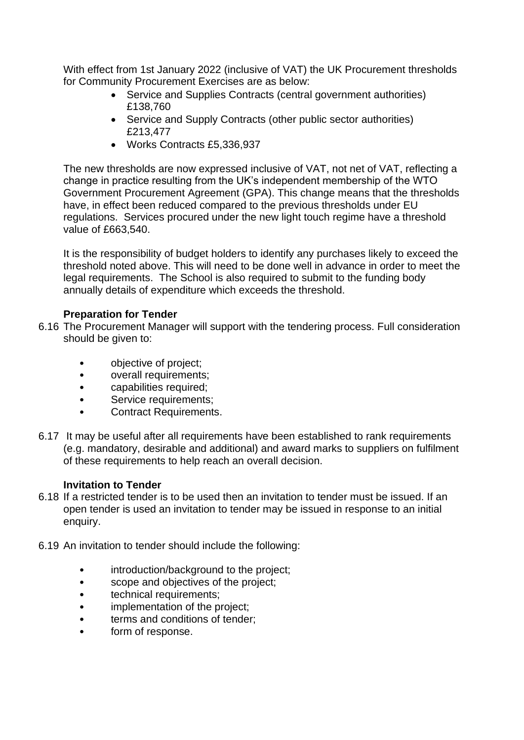With effect from 1st January 2022 (inclusive of VAT) the UK Procurement thresholds for Community Procurement Exercises are as below:

- Service and Supplies Contracts (central government authorities) £138,760
- Service and Supply Contracts (other public sector authorities) £213,477
- Works Contracts £5,336,937

The new thresholds are now expressed inclusive of VAT, not net of VAT, reflecting a change in practice resulting from the UK's independent membership of the WTO Government Procurement Agreement (GPA). This change means that the thresholds have, in effect been reduced compared to the previous thresholds under EU regulations. Services procured under the new light touch regime have a threshold value of £663,540.

It is the responsibility of budget holders to identify any purchases likely to exceed the threshold noted above. This will need to be done well in advance in order to meet the legal requirements. The School is also required to submit to the funding body annually details of expenditure which exceeds the threshold.

**Preparation for Tender**

6.16 The Procurement Manager will support with the tendering process. Full consideration should be given to:

- objective of project;
- overall requirements;
- capabilities required;
- Service requirements;
- Contract Requirements.

6.17 It may be useful after all requirements have been established to rank requirements (e.g. mandatory, desirable and additional) and award marks to suppliers on fulfilment of these requirements to help reach an overall decision.

**Invitation to Tender**

6.18 If a restricted tender is to be used then an invitation to tender must be issued. If an open tender is used an invitation to tender may be issued in response to an initial enquiry.

6.19 An invitation to tender should include the following:

- introduction/background to the project;
- scope and objectives of the project;
- technical requirements;
- implementation of the project;
- terms and conditions of tender;
- form of response.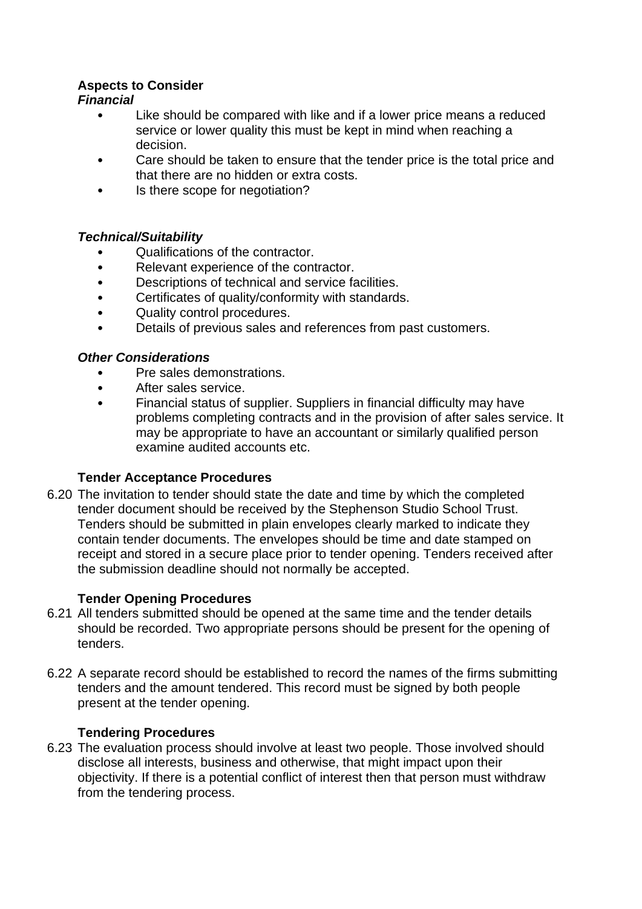**Aspects to Consider**

***Financial***

- Like should be compared with like and if a lower price means a reduced service or lower quality this must be kept in mind when reaching a decision.
- Care should be taken to ensure that the tender price is the total price and that there are no hidden or extra costs.
- Is there scope for negotiation?

***Technical/Suitability***

- Qualifications of the contractor.
- Relevant experience of the contractor.
- Descriptions of technical and service facilities.
- Certificates of quality/conformity with standards.
- Quality control procedures.
- Details of previous sales and references from past customers.

***Other Considerations***

- Pre sales demonstrations.
- After sales service.
- Financial status of supplier. Suppliers in financial difficulty may have problems completing contracts and in the provision of after sales service. It may be appropriate to have an accountant or similarly qualified person examine audited accounts etc.

**Tender Acceptance Procedures**

6.20 The invitation to tender should state the date and time by which the completed tender document should be received by the Stephenson Studio School Trust. Tenders should be submitted in plain envelopes clearly marked to indicate they contain tender documents. The envelopes should be time and date stamped on receipt and stored in a secure place prior to tender opening. Tenders received after the submission deadline should not normally be accepted.

**Tender Opening Procedures**

6.21 All tenders submitted should be opened at the same time and the tender details should be recorded. Two appropriate persons should be present for the opening of tenders.

6.22 A separate record should be established to record the names of the firms submitting tenders and the amount tendered. This record must be signed by both people present at the tender opening.

**Tendering Procedures**

6.23 The evaluation process should involve at least two people. Those involved should disclose all interests, business and otherwise, that might impact upon their objectivity. If there is a potential conflict of interest then that person must withdraw from the tendering process.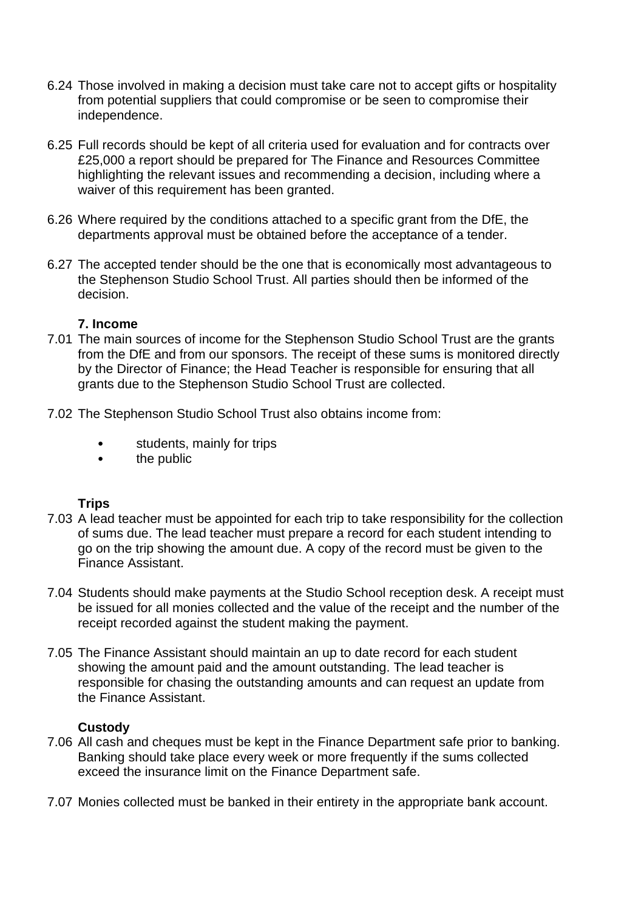6.24 Those involved in making a decision must take care not to accept gifts or hospitality from potential suppliers that could compromise or be seen to compromise their independence.

6.25 Full records should be kept of all criteria used for evaluation and for contracts over £25,000 a report should be prepared for The Finance and Resources Committee highlighting the relevant issues and recommending a decision, including where a waiver of this requirement has been granted.

6.26 Where required by the conditions attached to a specific grant from the DfE, the departments approval must be obtained before the acceptance of a tender.

6.27 The accepted tender should be the one that is economically most advantageous to the Stephenson Studio School Trust. All parties should then be informed of the decision.

**7. Income**

7.01 The main sources of income for the Stephenson Studio School Trust are the grants from the DfE and from our sponsors. The receipt of these sums is monitored directly by the Director of Finance; the Head Teacher is responsible for ensuring that all grants due to the Stephenson Studio School Trust are collected.

7.02 The Stephenson Studio School Trust also obtains income from:

- students, mainly for trips
- the public

**Trips**

7.03 A lead teacher must be appointed for each trip to take responsibility for the collection of sums due. The lead teacher must prepare a record for each student intending to go on the trip showing the amount due. A copy of the record must be given to the Finance Assistant.

7.04 Students should make payments at the Studio School reception desk. A receipt must be issued for all monies collected and the value of the receipt and the number of the receipt recorded against the student making the payment.

7.05 The Finance Assistant should maintain an up to date record for each student showing the amount paid and the amount outstanding. The lead teacher is responsible for chasing the outstanding amounts and can request an update from the Finance Assistant.

**Custody**

7.06 All cash and cheques must be kept in the Finance Department safe prior to banking. Banking should take place every week or more frequently if the sums collected exceed the insurance limit on the Finance Department safe.

7.07 Monies collected must be banked in their entirety in the appropriate bank account.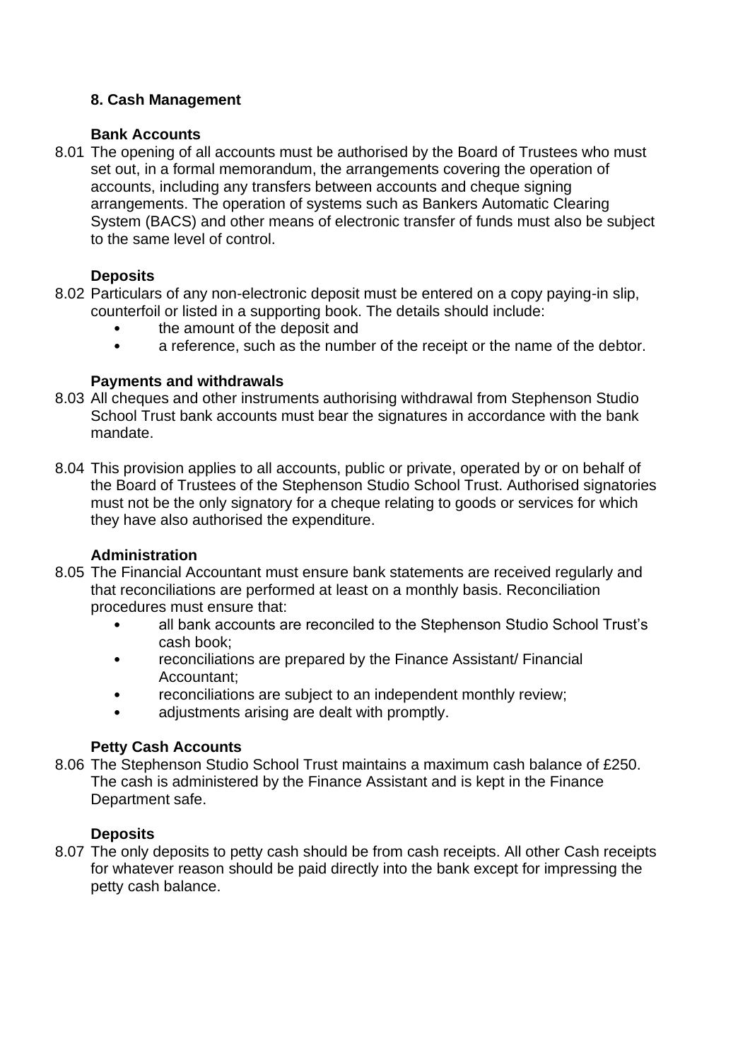## 8. Cash Management

### Bank Accounts

8.01 The opening of all accounts must be authorised by the Board of Trustees who must set out, in a formal memorandum, the arrangements covering the operation of accounts, including any transfers between accounts and cheque signing arrangements. The operation of systems such as Bankers Automatic Clearing System (BACS) and other means of electronic transfer of funds must also be subject to the same level of control.

### Deposits

8.02 Particulars of any non-electronic deposit must be entered on a copy paying-in slip, counterfoil or listed in a supporting book. The details should include:

- the amount of the deposit and
- a reference, such as the number of the receipt or the name of the debtor.

### Payments and withdrawals

8.03 All cheques and other instruments authorising withdrawal from Stephenson Studio School Trust bank accounts must bear the signatures in accordance with the bank mandate.

8.04 This provision applies to all accounts, public or private, operated by or on behalf of the Board of Trustees of the Stephenson Studio School Trust. Authorised signatories must not be the only signatory for a cheque relating to goods or services for which they have also authorised the expenditure.

### Administration

8.05 The Financial Accountant must ensure bank statements are received regularly and that reconciliations are performed at least on a monthly basis. Reconciliation procedures must ensure that:

- all bank accounts are reconciled to the Stephenson Studio School Trust's cash book;
- reconciliations are prepared by the Finance Assistant/ Financial Accountant;
- reconciliations are subject to an independent monthly review;
- adjustments arising are dealt with promptly.

### Petty Cash Accounts

8.06 The Stephenson Studio School Trust maintains a maximum cash balance of £250. The cash is administered by the Finance Assistant and is kept in the Finance Department safe.

### Deposits

8.07 The only deposits to petty cash should be from cash receipts. All other Cash receipts for whatever reason should be paid directly into the bank except for impressing the petty cash balance.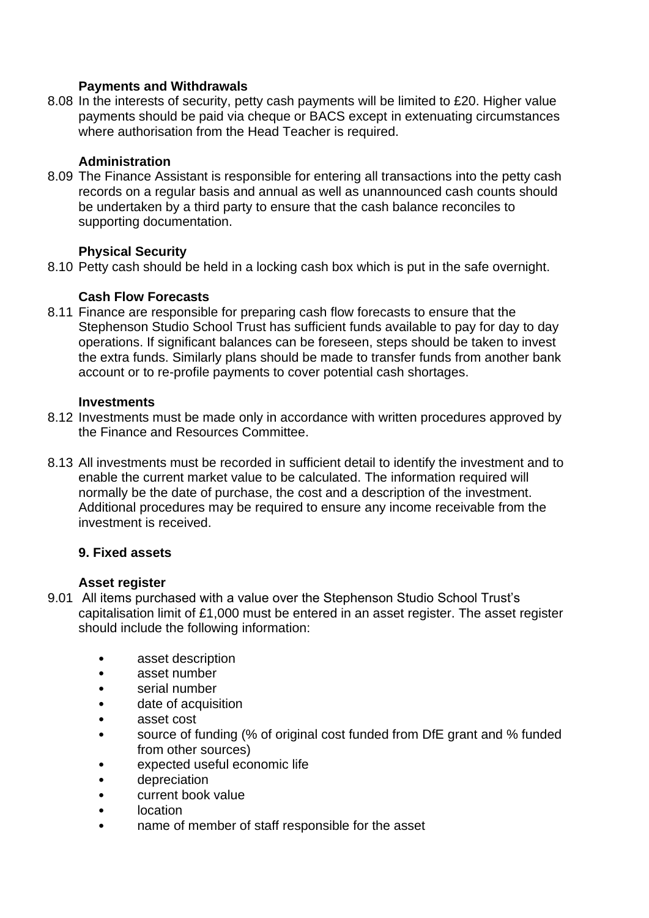**Payments and Withdrawals**

8.08 In the interests of security, petty cash payments will be limited to £20. Higher value payments should be paid via cheque or BACS except in extenuating circumstances where authorisation from the Head Teacher is required.

**Administration**

8.09 The Finance Assistant is responsible for entering all transactions into the petty cash records on a regular basis and annual as well as unannounced cash counts should be undertaken by a third party to ensure that the cash balance reconciles to supporting documentation.

**Physical Security**

8.10 Petty cash should be held in a locking cash box which is put in the safe overnight.

**Cash Flow Forecasts**

8.11 Finance are responsible for preparing cash flow forecasts to ensure that the Stephenson Studio School Trust has sufficient funds available to pay for day to day operations. If significant balances can be foreseen, steps should be taken to invest the extra funds. Similarly plans should be made to transfer funds from another bank account or to re-profile payments to cover potential cash shortages.

**Investments**

8.12 Investments must be made only in accordance with written procedures approved by the Finance and Resources Committee.

8.13 All investments must be recorded in sufficient detail to identify the investment and to enable the current market value to be calculated. The information required will normally be the date of purchase, the cost and a description of the investment. Additional procedures may be required to ensure any income receivable from the investment is received.

## 9. Fixed assets

**Asset register**

9.01 All items purchased with a value over the Stephenson Studio School Trust's capitalisation limit of £1,000 must be entered in an asset register. The asset register should include the following information:

- asset description
- asset number
- serial number
- date of acquisition
- asset cost
- source of funding (% of original cost funded from DfE grant and % funded from other sources)
- expected useful economic life
- depreciation
- current book value
- location
- name of member of staff responsible for the asset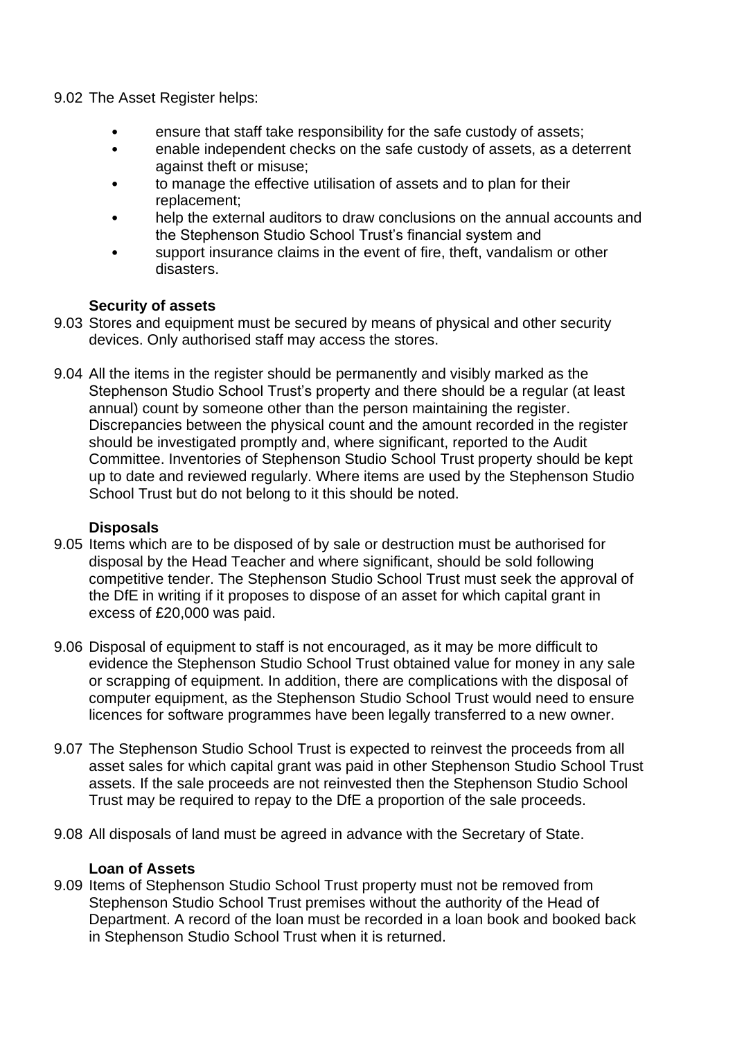9.02 The Asset Register helps:

- ensure that staff take responsibility for the safe custody of assets;
- enable independent checks on the safe custody of assets, as a deterrent against theft or misuse;
- to manage the effective utilisation of assets and to plan for their replacement;
- help the external auditors to draw conclusions on the annual accounts and the Stephenson Studio School Trust's financial system and
- support insurance claims in the event of fire, theft, vandalism or other disasters.

**Security of assets**

9.03 Stores and equipment must be secured by means of physical and other security devices. Only authorised staff may access the stores.

9.04 All the items in the register should be permanently and visibly marked as the Stephenson Studio School Trust's property and there should be a regular (at least annual) count by someone other than the person maintaining the register. Discrepancies between the physical count and the amount recorded in the register should be investigated promptly and, where significant, reported to the Audit Committee. Inventories of Stephenson Studio School Trust property should be kept up to date and reviewed regularly. Where items are used by the Stephenson Studio School Trust but do not belong to it this should be noted.

**Disposals**

9.05 Items which are to be disposed of by sale or destruction must be authorised for disposal by the Head Teacher and where significant, should be sold following competitive tender. The Stephenson Studio School Trust must seek the approval of the DfE in writing if it proposes to dispose of an asset for which capital grant in excess of £20,000 was paid.

9.06 Disposal of equipment to staff is not encouraged, as it may be more difficult to evidence the Stephenson Studio School Trust obtained value for money in any sale or scrapping of equipment. In addition, there are complications with the disposal of computer equipment, as the Stephenson Studio School Trust would need to ensure licences for software programmes have been legally transferred to a new owner.

9.07 The Stephenson Studio School Trust is expected to reinvest the proceeds from all asset sales for which capital grant was paid in other Stephenson Studio School Trust assets. If the sale proceeds are not reinvested then the Stephenson Studio School Trust may be required to repay to the DfE a proportion of the sale proceeds.

9.08 All disposals of land must be agreed in advance with the Secretary of State.

**Loan of Assets**

9.09 Items of Stephenson Studio School Trust property must not be removed from Stephenson Studio School Trust premises without the authority of the Head of Department. A record of the loan must be recorded in a loan book and booked back in Stephenson Studio School Trust when it is returned.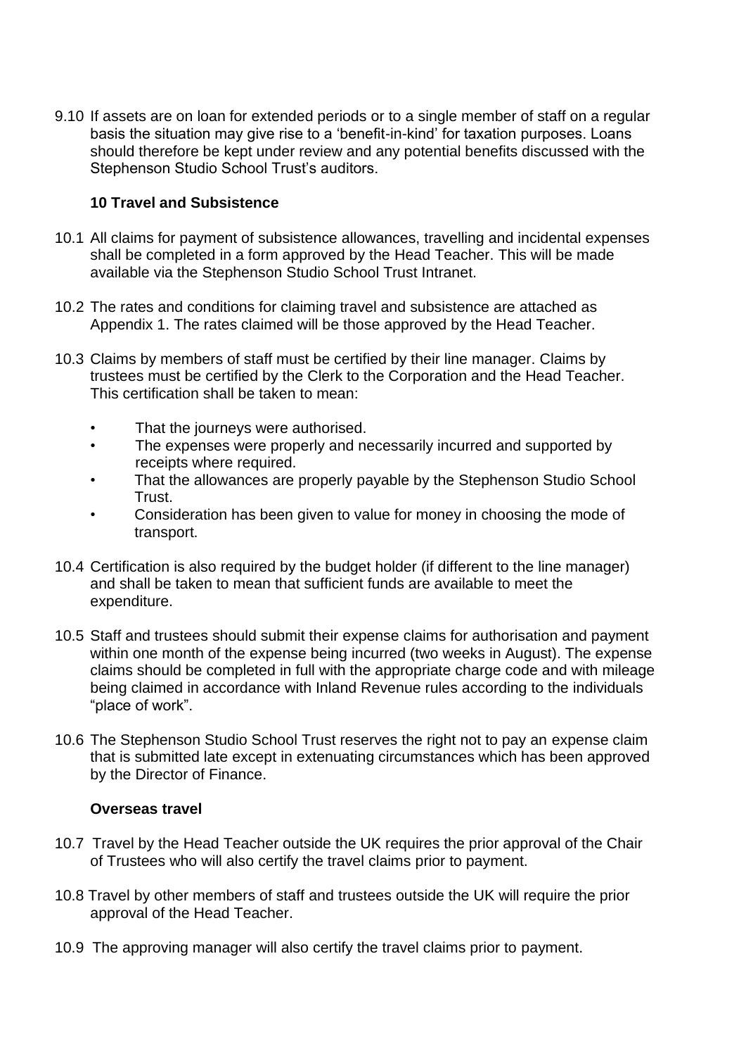9.10 If assets are on loan for extended periods or to a single member of staff on a regular basis the situation may give rise to a 'benefit-in-kind' for taxation purposes. Loans should therefore be kept under review and any potential benefits discussed with the Stephenson Studio School Trust's auditors.

## 10 Travel and Subsistence

10.1 All claims for payment of subsistence allowances, travelling and incidental expenses shall be completed in a form approved by the Head Teacher. This will be made available via the Stephenson Studio School Trust Intranet.

10.2 The rates and conditions for claiming travel and subsistence are attached as Appendix 1. The rates claimed will be those approved by the Head Teacher.

10.3 Claims by members of staff must be certified by their line manager. Claims by trustees must be certified by the Clerk to the Corporation and the Head Teacher. This certification shall be taken to mean:

- That the journeys were authorised.
- The expenses were properly and necessarily incurred and supported by receipts where required.
- That the allowances are properly payable by the Stephenson Studio School Trust.
- Consideration has been given to value for money in choosing the mode of transport.

10.4 Certification is also required by the budget holder (if different to the line manager) and shall be taken to mean that sufficient funds are available to meet the expenditure.

10.5 Staff and trustees should submit their expense claims for authorisation and payment within one month of the expense being incurred (two weeks in August). The expense claims should be completed in full with the appropriate charge code and with mileage being claimed in accordance with Inland Revenue rules according to the individuals "place of work".

10.6 The Stephenson Studio School Trust reserves the right not to pay an expense claim that is submitted late except in extenuating circumstances which has been approved by the Director of Finance.

### Overseas travel

10.7 Travel by the Head Teacher outside the UK requires the prior approval of the Chair of Trustees who will also certify the travel claims prior to payment.

10.8 Travel by other members of staff and trustees outside the UK will require the prior approval of the Head Teacher.

10.9 The approving manager will also certify the travel claims prior to payment.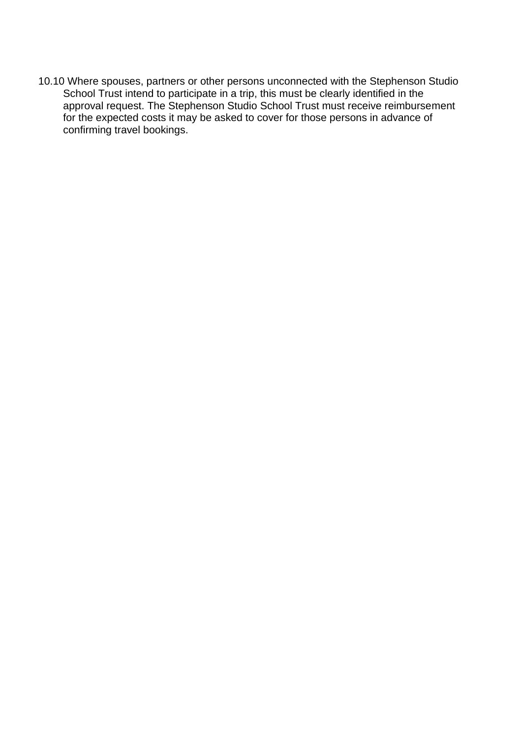10.10 Where spouses, partners or other persons unconnected with the Stephenson Studio School Trust intend to participate in a trip, this must be clearly identified in the approval request. The Stephenson Studio School Trust must receive reimbursement for the expected costs it may be asked to cover for those persons in advance of confirming travel bookings.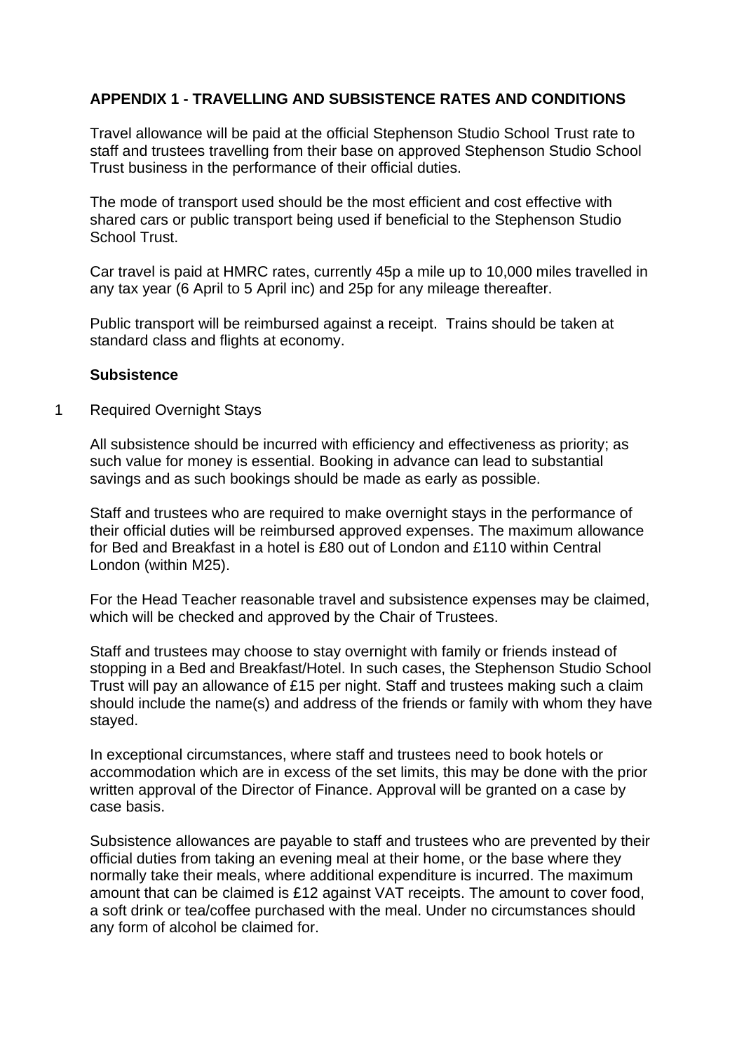## APPENDIX 1 - TRAVELLING AND SUBSISTENCE RATES AND CONDITIONS

Travel allowance will be paid at the official Stephenson Studio School Trust rate to staff and trustees travelling from their base on approved Stephenson Studio School Trust business in the performance of their official duties.

The mode of transport used should be the most efficient and cost effective with shared cars or public transport being used if beneficial to the Stephenson Studio School Trust.

Car travel is paid at HMRC rates, currently 45p a mile up to 10,000 miles travelled in any tax year (6 April to 5 April inc) and 25p for any mileage thereafter.

Public transport will be reimbursed against a receipt. Trains should be taken at standard class and flights at economy.

### Subsistence

1 Required Overnight Stays

All subsistence should be incurred with efficiency and effectiveness as priority; as such value for money is essential. Booking in advance can lead to substantial savings and as such bookings should be made as early as possible.

Staff and trustees who are required to make overnight stays in the performance of their official duties will be reimbursed approved expenses. The maximum allowance for Bed and Breakfast in a hotel is £80 out of London and £110 within Central London (within M25).

For the Head Teacher reasonable travel and subsistence expenses may be claimed, which will be checked and approved by the Chair of Trustees.

Staff and trustees may choose to stay overnight with family or friends instead of stopping in a Bed and Breakfast/Hotel. In such cases, the Stephenson Studio School Trust will pay an allowance of £15 per night. Staff and trustees making such a claim should include the name(s) and address of the friends or family with whom they have stayed.

In exceptional circumstances, where staff and trustees need to book hotels or accommodation which are in excess of the set limits, this may be done with the prior written approval of the Director of Finance. Approval will be granted on a case by case basis.

Subsistence allowances are payable to staff and trustees who are prevented by their official duties from taking an evening meal at their home, or the base where they normally take their meals, where additional expenditure is incurred. The maximum amount that can be claimed is £12 against VAT receipts. The amount to cover food, a soft drink or tea/coffee purchased with the meal. Under no circumstances should any form of alcohol be claimed for.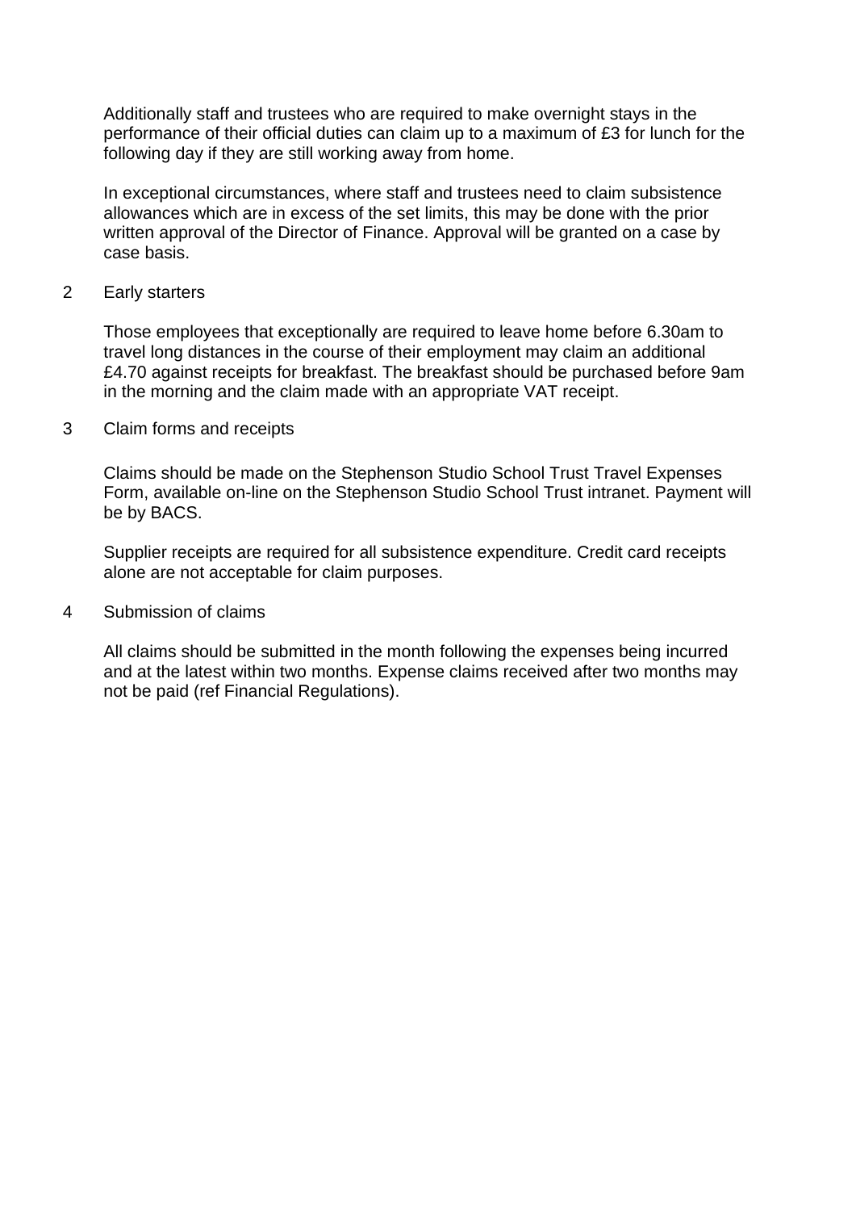Additionally staff and trustees who are required to make overnight stays in the performance of their official duties can claim up to a maximum of £3 for lunch for the following day if they are still working away from home.

In exceptional circumstances, where staff and trustees need to claim subsistence allowances which are in excess of the set limits, this may be done with the prior written approval of the Director of Finance. Approval will be granted on a case by case basis.

## 2 Early starters

Those employees that exceptionally are required to leave home before 6.30am to travel long distances in the course of their employment may claim an additional £4.70 against receipts for breakfast. The breakfast should be purchased before 9am in the morning and the claim made with an appropriate VAT receipt.

## 3 Claim forms and receipts

Claims should be made on the Stephenson Studio School Trust Travel Expenses Form, available on-line on the Stephenson Studio School Trust intranet. Payment will be by BACS.

Supplier receipts are required for all subsistence expenditure. Credit card receipts alone are not acceptable for claim purposes.

## 4 Submission of claims

All claims should be submitted in the month following the expenses being incurred and at the latest within two months. Expense claims received after two months may not be paid (ref Financial Regulations).